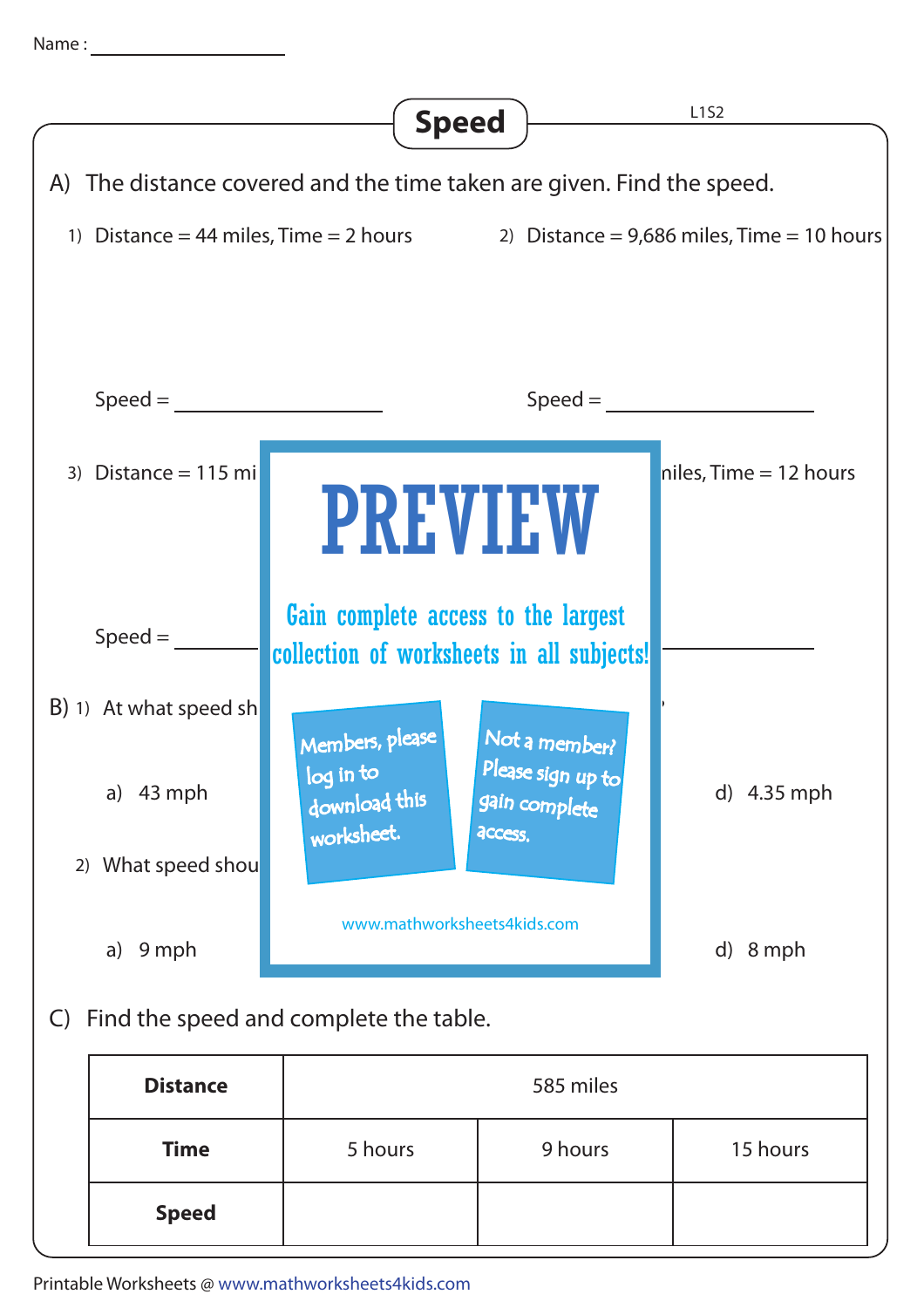Name :

# Speed

L1S2

A) The distance covered and the time taken are given. Find the speed.

1) Distance = 44 miles, Time = 2 hours

Speed = ____________

2) Distance = 9,686 miles, Time = 10 hours

Speed = ____________

3) Distance = 115 mi

Speed = ____________

niles, Time = 12 hours

____________

**PREVIEW**

Gain complete access to the largest collection of worksheets in all subjects!

Members, please log in to download this worksheet.

Not a member? Please sign up to gain complete access.

www.mathworksheets4kids.com

B) 1) At what speed sh

a) 43 mph

d) 4.35 mph

2) What speed shou

a) 9 mph

d) 8 mph

C) Find the speed and complete the table.

| **Distance** | 585 miles | | |
|---|---|---|---|
| **Time** | 5 hours | 9 hours | 15 hours |
| **Speed** | | | |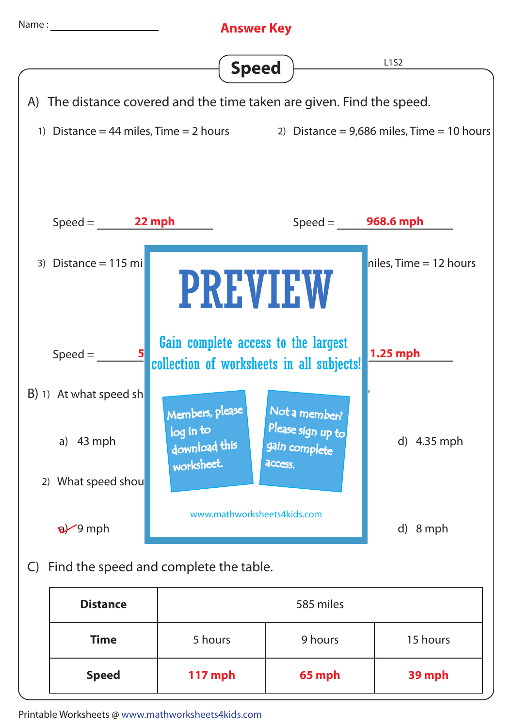Name : ___________

**Answer Key**

# Speed

L1S2

A) The distance covered and the time taken are given. Find the speed.

1) Distance = 44 miles, Time = 2 hours

Speed = **22 mph**

2) Distance = 9,686 miles, Time = 10 hours

Speed = **968.6 mph**

3) Distance = 115 mi

Speed = **5**

niles, Time = 12 hours

**1.25 mph**

PREVIEW

Gain complete access to the largest collection of worksheets in all subjects!

Members, please log in to download this worksheet.

Not a member? Please sign up to gain complete access.

www.mathworksheets4kids.com

B) 1) At what speed sh

a) 43 mph

d) 4.35 mph

2) What speed shou

a) 9 mph

d) 8 mph

C) Find the speed and complete the table.

| | | | |
|---|---|---|---|
| **Distance** | 585 miles | | |
| **Time** | 5 hours | 9 hours | 15 hours |
| **Speed** | **117 mph** | **65 mph** | **39 mph** |

Printable Worksheets @ www.mathworksheets4kids.com